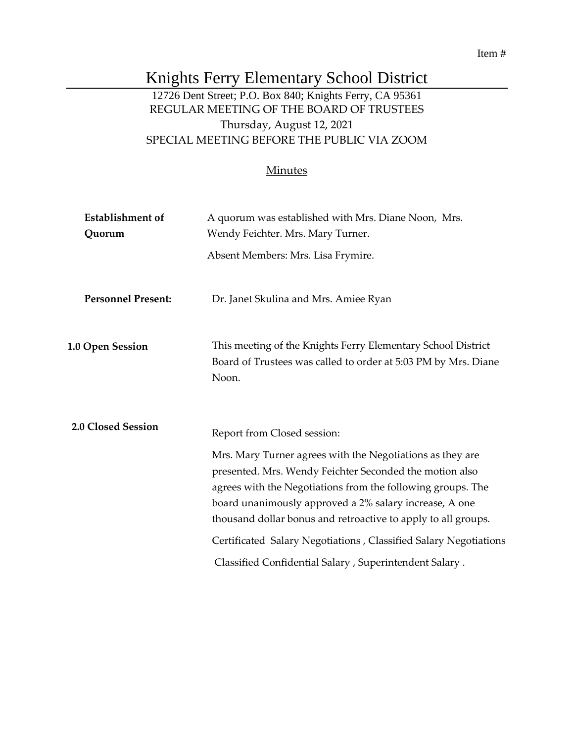Item #

# Knights Ferry Elementary School District

12726 Dent Street; P.O. Box 840; Knights Ferry, CA 95361
REGULAR MEETING OF THE BOARD OF TRUSTEES
Thursday, August 12, 2021
SPECIAL MEETING BEFORE THE PUBLIC VIA ZOOM

Minutes

**Establishment of Quorum**

A quorum was established with Mrs. Diane Noon, Mrs. Wendy Feichter. Mrs. Mary Turner.

Absent Members: Mrs. Lisa Frymire.

**Personnel Present:**

Dr. Janet Skulina and Mrs. Amiee Ryan

**1.0 Open Session**

This meeting of the Knights Ferry Elementary School District Board of Trustees was called to order at 5:03 PM by Mrs. Diane Noon.

**2.0 Closed Session**

Report from Closed session:

Mrs. Mary Turner agrees with the Negotiations as they are presented. Mrs. Wendy Feichter Seconded the motion also agrees with the Negotiations from the following groups. The board unanimously approved a 2% salary increase, A one thousand dollar bonus and retroactive to apply to all groups.

Certificated Salary Negotiations , Classified Salary Negotiations

Classified Confidential Salary , Superintendent Salary .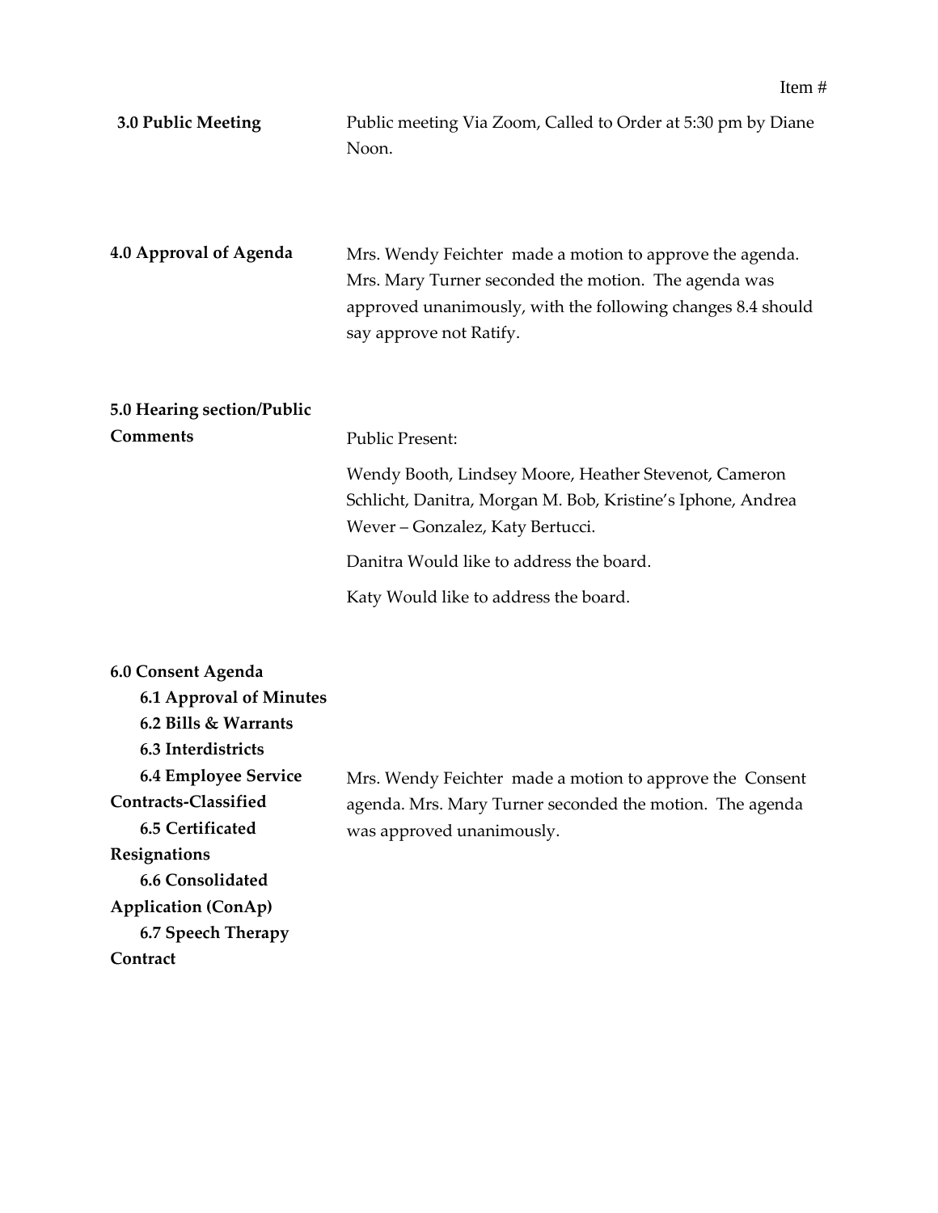Item #

| | |
|---|---|
| **3.0 Public Meeting** | Public meeting Via Zoom, Called to Order at 5:30 pm by Diane Noon. |
| **4.0 Approval of Agenda** | Mrs. Wendy Feichter made a motion to approve the agenda. Mrs. Mary Turner seconded the motion. The agenda was approved unanimously, with the following changes 8.4 should say approve not Ratify. |
| **5.0 Hearing section/Public Comments** | Public Present:<br><br>Wendy Booth, Lindsey Moore, Heather Stevenot, Cameron Schlicht, Danitra, Morgan M. Bob, Kristine's Iphone, Andrea Wever – Gonzalez, Katy Bertucci.<br><br>Danitra Would like to address the board.<br><br>Katy Would like to address the board. |
| **6.0 Consent Agenda**<br>**6.1 Approval of Minutes**<br>**6.2 Bills & Warrants**<br>**6.3 Interdistricts**<br>**6.4 Employee Service Contracts-Classified**<br>**6.5 Certificated Resignations**<br>**6.6 Consolidated Application (ConAp)**<br>**6.7 Speech Therapy Contract** | Mrs. Wendy Feichter made a motion to approve the Consent agenda. Mrs. Mary Turner seconded the motion. The agenda was approved unanimously. |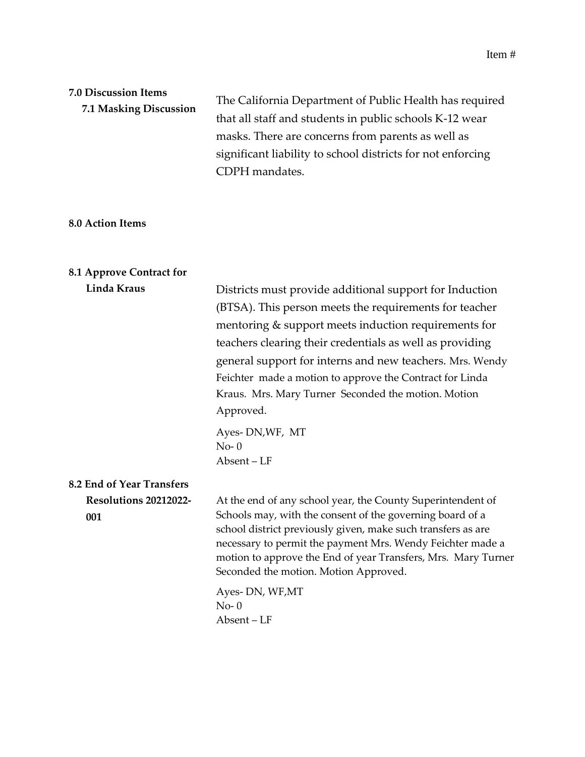Item #

**7.0 Discussion Items**

**7.1 Masking Discussion**

The California Department of Public Health has required that all staff and students in public schools K-12 wear masks. There are concerns from parents as well as significant liability to school districts for not enforcing CDPH mandates.

**8.0 Action Items**

**8.1 Approve Contract for Linda Kraus**

Districts must provide additional support for Induction (BTSA). This person meets the requirements for teacher mentoring & support meets induction requirements for teachers clearing their credentials as well as providing general support for interns and new teachers. Mrs. Wendy Feichter made a motion to approve the Contract for Linda Kraus. Mrs. Mary Turner Seconded the motion. Motion Approved.

Ayes- DN,WF, MT
No- 0
Absent – LF

**8.2 End of Year Transfers Resolutions 20212022-001**

At the end of any school year, the County Superintendent of Schools may, with the consent of the governing board of a school district previously given, make such transfers as are necessary to permit the payment Mrs. Wendy Feichter made a motion to approve the End of year Transfers, Mrs. Mary Turner Seconded the motion. Motion Approved.

Ayes- DN, WF,MT
No- 0
Absent – LF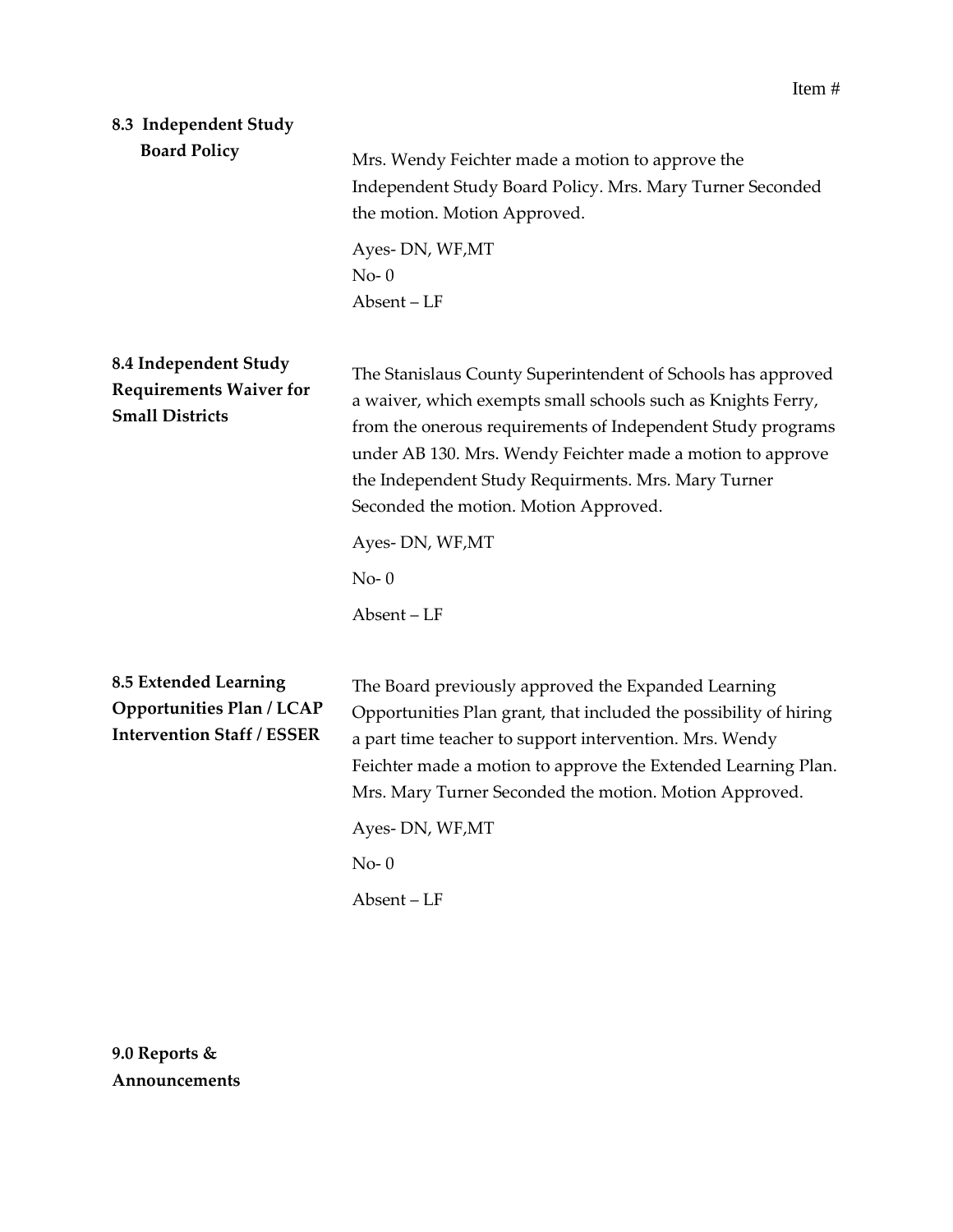Item #

**8.3 Independent Study Board Policy**

Mrs. Wendy Feichter made a motion to approve the Independent Study Board Policy. Mrs. Mary Turner Seconded the motion. Motion Approved.

Ayes- DN, WF,MT
No- 0
Absent – LF

**8.4 Independent Study Requirements Waiver for Small Districts**

The Stanislaus County Superintendent of Schools has approved a waiver, which exempts small schools such as Knights Ferry, from the onerous requirements of Independent Study programs under AB 130. Mrs. Wendy Feichter made a motion to approve the Independent Study Requirments. Mrs. Mary Turner Seconded the motion. Motion Approved.

Ayes- DN, WF,MT

No- 0

Absent – LF

**8.5 Extended Learning Opportunities Plan / LCAP Intervention Staff / ESSER**

The Board previously approved the Expanded Learning Opportunities Plan grant, that included the possibility of hiring a part time teacher to support intervention. Mrs. Wendy Feichter made a motion to approve the Extended Learning Plan. Mrs. Mary Turner Seconded the motion. Motion Approved.

Ayes- DN, WF,MT

No- 0

Absent – LF

**9.0 Reports & Announcements**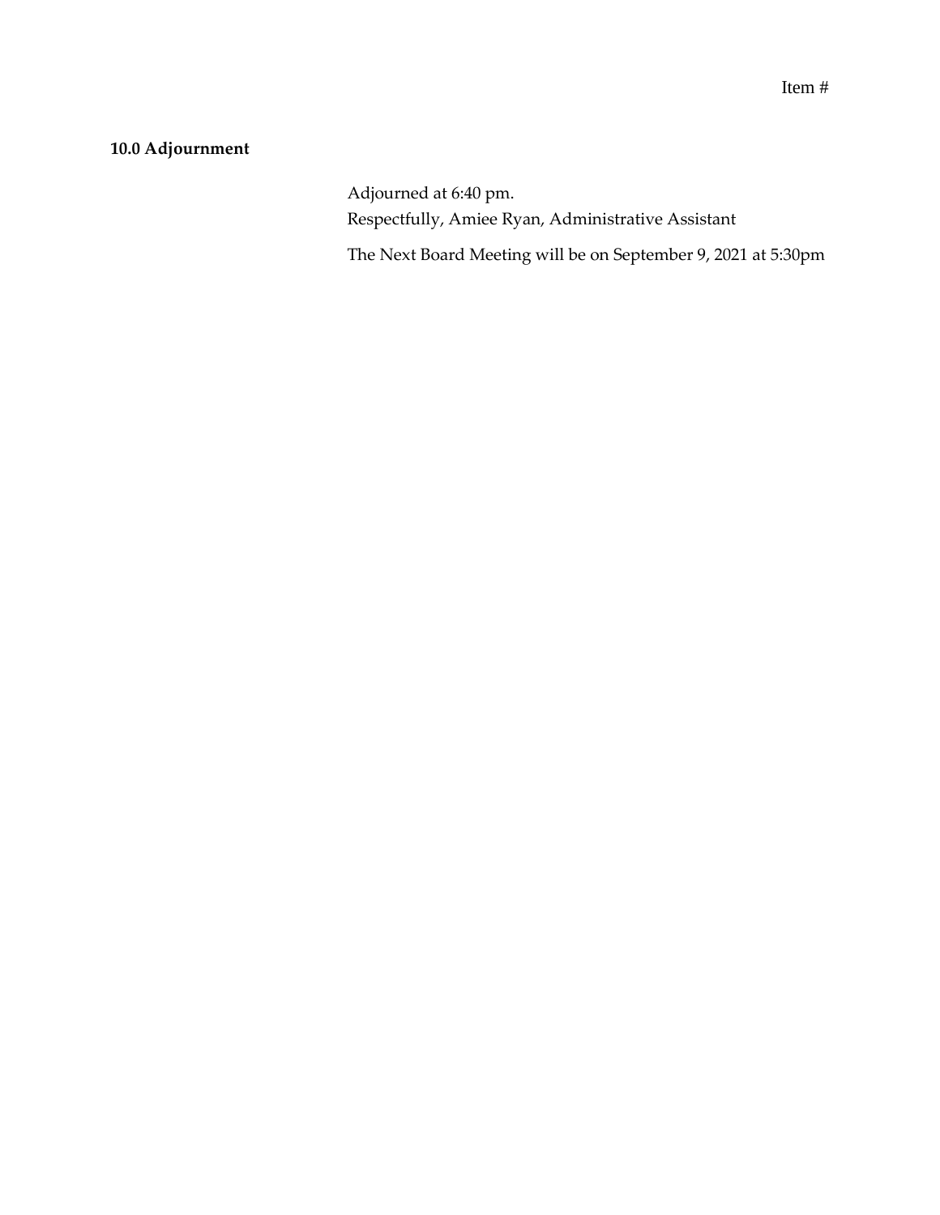Item #

**10.0 Adjournment**

Adjourned at 6:40 pm.

Respectfully, Amiee Ryan, Administrative Assistant

The Next Board Meeting will be on September 9, 2021 at 5:30pm